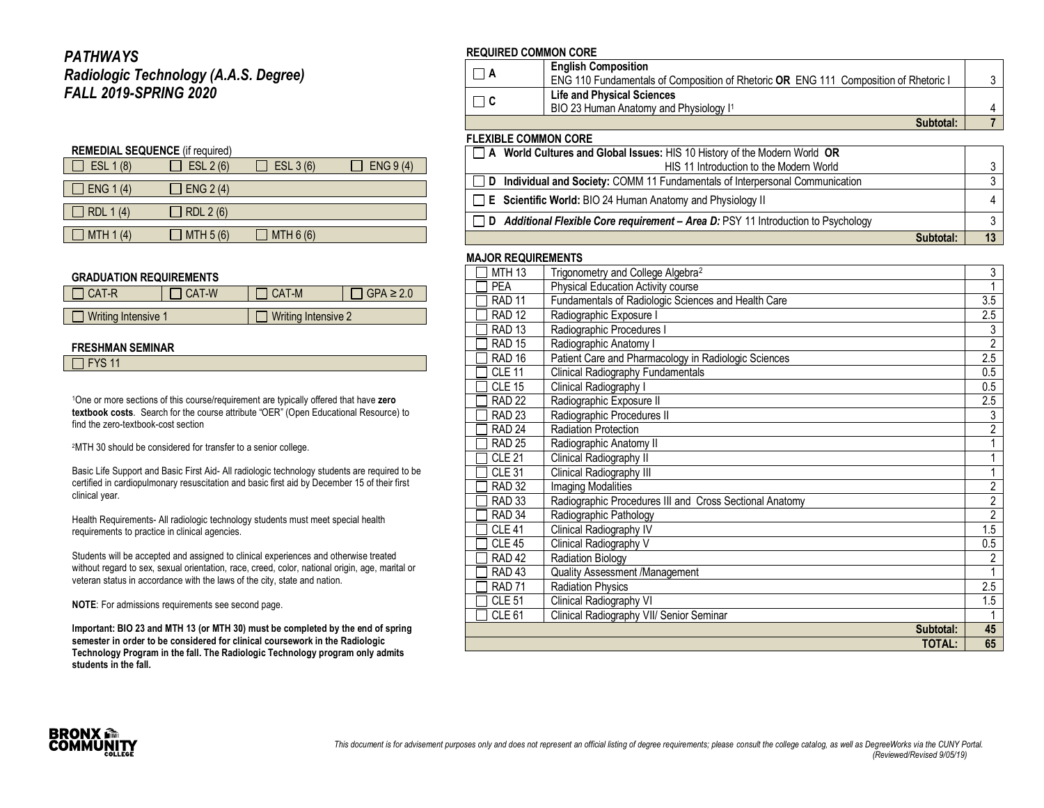# *PATHWAYS*
## *Radiologic Technology (A.A.S. Degree)*
## *FALL 2019-SPRING 2020*

**REMEDIAL SEQUENCE** (if required)

| | | | |
|---|---|---|---|
| ☐ ESL 1 (8) | ☐ ESL 2 (6) | ☐ ESL 3 (6) | ☐ ENG 9 (4) |
| ☐ ENG 1 (4) | ☐ ENG 2 (4) | | |
| ☐ RDL 1 (4) | ☐ RDL 2 (6) | | |
| ☐ MTH 1 (4) | ☐ MTH 5 (6) | ☐ MTH 6 (6) | |

**GRADUATION REQUIREMENTS**

| | | | |
|---|---|---|---|
| ☐ CAT-R | ☐ CAT-W | ☐ CAT-M | ☐ GPA ≥ 2.0 |
| ☐ Writing Intensive 1 | | ☐ Writing Intensive 2 | |

**FRESHMAN SEMINAR**

☐ FYS 11

[1]One or more sections of this course/requirement are typically offered that have **zero textbook costs**. Search for the course attribute "OER" (Open Educational Resource) to find the zero-textbook-cost section

[2]MTH 30 should be considered for transfer to a senior college.

Basic Life Support and Basic First Aid- All radiologic technology students are required to be certified in cardiopulmonary resuscitation and basic first aid by December 15 of their first clinical year.

Health Requirements- All radiologic technology students must meet special health requirements to practice in clinical agencies.

Students will be accepted and assigned to clinical experiences and otherwise treated without regard to sex, sexual orientation, race, creed, color, national origin, age, marital or veteran status in accordance with the laws of the city, state and nation.

**NOTE**: For admissions requirements see second page.

**Important: BIO 23 and MTH 13 (or MTH 30) must be completed by the end of spring semester in order to be considered for clinical coursework in the Radiologic Technology Program in the fall. The Radiologic Technology program only admits students in the fall.**

**REQUIRED COMMON CORE**

| | | |
|---|---|---|
| ☐ **A** | **English Composition**<br>ENG 110 Fundamentals of Composition of Rhetoric **OR** ENG 111 Composition of Rhetoric I | 3 |
| ☐ **C** | **Life and Physical Sciences**<br>BIO 23 Human Anatomy and Physiology I[1] | 4 |
| | **Subtotal:** | **7** |

**FLEXIBLE COMMON CORE**

| | |
|---|---|
| ☐ **A World Cultures and Global Issues:** HIS 10 History of the Modern World **OR** HIS 11 Introduction to the Modern World | 3 |
| ☐ **D Individual and Society:** COMM 11 Fundamentals of Interpersonal Communication | 3 |
| ☐ **E Scientific World:** BIO 24 Human Anatomy and Physiology II | 4 |
| ☐ **D *Additional Flexible Core requirement – Area D:*** PSY 11 Introduction to Psychology | 3 |
| **Subtotal:** | **13** |

**MAJOR REQUIREMENTS**

| Course | Title | Credits |
|---|---|---|
| ☐ MTH 13 | Trigonometry and College Algebra[2] | 3 |
| ☐ PEA | Physical Education Activity course | 1 |
| ☐ RAD 11 | Fundamentals of Radiologic Sciences and Health Care | 3.5 |
| ☐ RAD 12 | Radiographic Exposure I | 2.5 |
| ☐ RAD 13 | Radiographic Procedures I | 3 |
| ☐ RAD 15 | Radiographic Anatomy I | 2 |
| ☐ RAD 16 | Patient Care and Pharmacology in Radiologic Sciences | 2.5 |
| ☐ CLE 11 | Clinical Radiography Fundamentals | 0.5 |
| ☐ CLE 15 | Clinical Radiography I | 0.5 |
| ☐ RAD 22 | Radiographic Exposure II | 2.5 |
| ☐ RAD 23 | Radiographic Procedures II | 3 |
| ☐ RAD 24 | Radiation Protection | 2 |
| ☐ RAD 25 | Radiographic Anatomy II | 1 |
| ☐ CLE 21 | Clinical Radiography II | 1 |
| ☐ CLE 31 | Clinical Radiography III | 1 |
| ☐ RAD 32 | Imaging Modalities | 2 |
| ☐ RAD 33 | Radiographic Procedures III and Cross Sectional Anatomy | 2 |
| ☐ RAD 34 | Radiographic Pathology | 2 |
| ☐ CLE 41 | Clinical Radiography IV | 1.5 |
| ☐ CLE 45 | Clinical Radiography V | 0.5 |
| ☐ RAD 42 | Radiation Biology | 2 |
| ☐ RAD 43 | Quality Assessment /Management | 1 |
| ☐ RAD 71 | Radiation Physics | 2.5 |
| ☐ CLE 51 | Clinical Radiography VI | 1.5 |
| ☐ CLE 61 | Clinical Radiography VII/ Senior Seminar | 1 |
| | **Subtotal:** | **45** |
| | **TOTAL:** | **65** |

*This document is for advisement purposes only and does not represent an official listing of degree requirements; please consult the college catalog, as well as DegreeWorks via the CUNY Portal. (Reviewed/Revised 9/05/19)*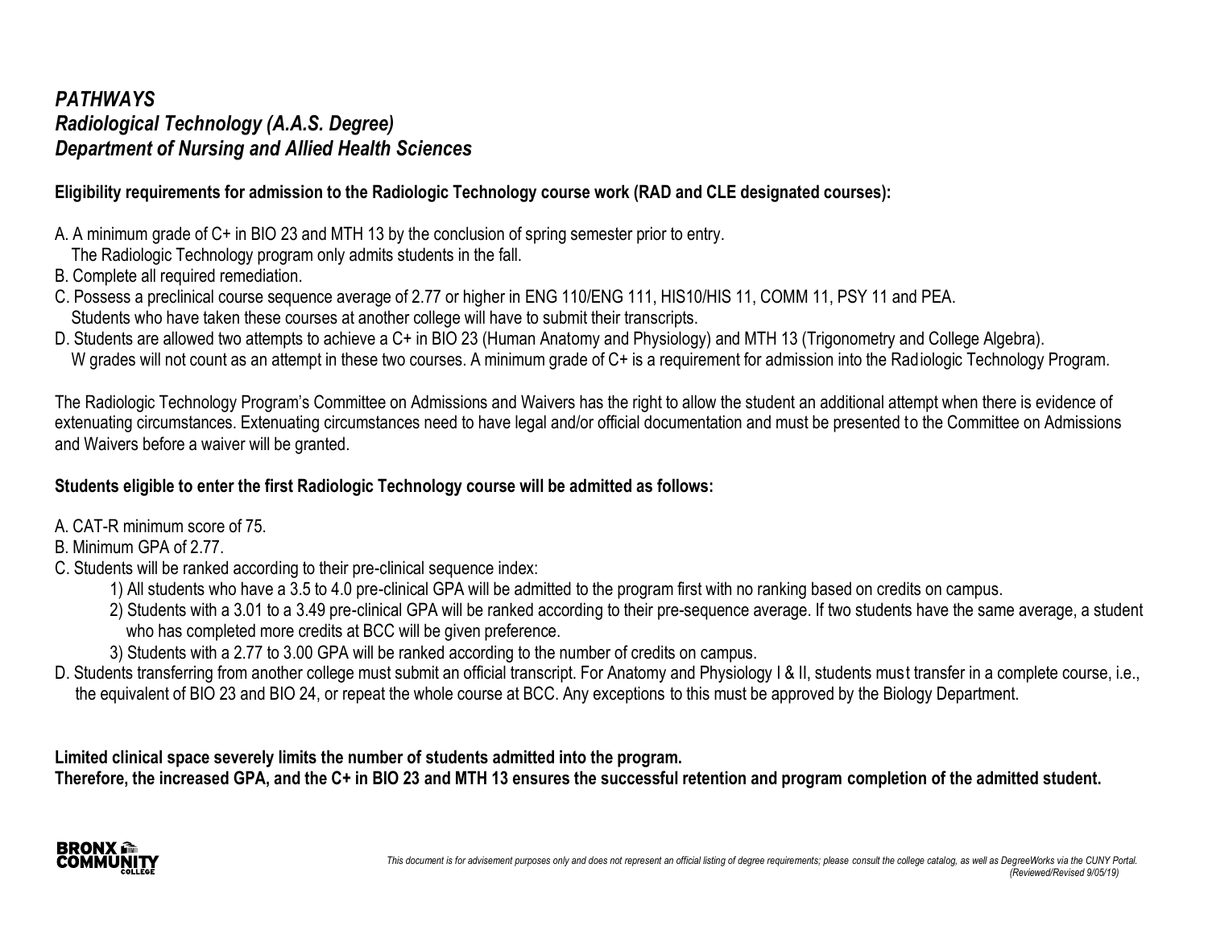## *PATHWAYS*
## *Radiological Technology (A.A.S. Degree)*
## *Department of Nursing and Allied Health Sciences*

**Eligibility requirements for admission to the Radiologic Technology course work (RAD and CLE designated courses):**

A. A minimum grade of C+ in BIO 23 and MTH 13 by the conclusion of spring semester prior to entry.
   The Radiologic Technology program only admits students in the fall.

B. Complete all required remediation.

C. Possess a preclinical course sequence average of 2.77 or higher in ENG 110/ENG 111, HIS10/HIS 11, COMM 11, PSY 11 and PEA.
   Students who have taken these courses at another college will have to submit their transcripts.

D. Students are allowed two attempts to achieve a C+ in BIO 23 (Human Anatomy and Physiology) and MTH 13 (Trigonometry and College Algebra).
   W grades will not count as an attempt in these two courses. A minimum grade of C+ is a requirement for admission into the Radiologic Technology Program.

The Radiologic Technology Program's Committee on Admissions and Waivers has the right to allow the student an additional attempt when there is evidence of extenuating circumstances. Extenuating circumstances need to have legal and/or official documentation and must be presented to the Committee on Admissions and Waivers before a waiver will be granted.

**Students eligible to enter the first Radiologic Technology course will be admitted as follows:**

A. CAT-R minimum score of 75.

B. Minimum GPA of 2.77.

C. Students will be ranked according to their pre-clinical sequence index:

   1) All students who have a 3.5 to 4.0 pre-clinical GPA will be admitted to the program first with no ranking based on credits on campus.

   2) Students with a 3.01 to a 3.49 pre-clinical GPA will be ranked according to their pre-sequence average. If two students have the same average, a student who has completed more credits at BCC will be given preference.

   3) Students with a 2.77 to 3.00 GPA will be ranked according to the number of credits on campus.

D. Students transferring from another college must submit an official transcript. For Anatomy and Physiology I & II, students must transfer in a complete course, i.e., the equivalent of BIO 23 and BIO 24, or repeat the whole course at BCC. Any exceptions to this must be approved by the Biology Department.

**Limited clinical space severely limits the number of students admitted into the program.**
**Therefore, the increased GPA, and the C+ in BIO 23 and MTH 13 ensures the successful retention and program completion of the admitted student.**

*This document is for advisement purposes only and does not represent an official listing of degree requirements; please consult the college catalog, as well as DegreeWorks via the CUNY Portal.*
*(Reviewed/Revised 9/05/19)*